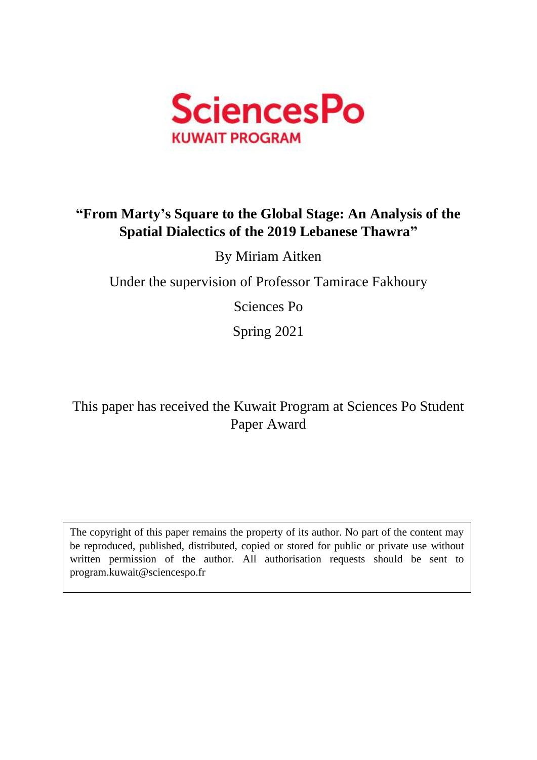SciencesPo
KUWAIT PROGRAM

# "From Marty's Square to the Global Stage: An Analysis of the Spatial Dialectics of the 2019 Lebanese Thawra"

By Miriam Aitken

Under the supervision of Professor Tamirace Fakhoury

Sciences Po

Spring 2021

This paper has received the Kuwait Program at Sciences Po Student Paper Award

The copyright of this paper remains the property of its author. No part of the content may be reproduced, published, distributed, copied or stored for public or private use without written permission of the author. All authorisation requests should be sent to program.kuwait@sciencespo.fr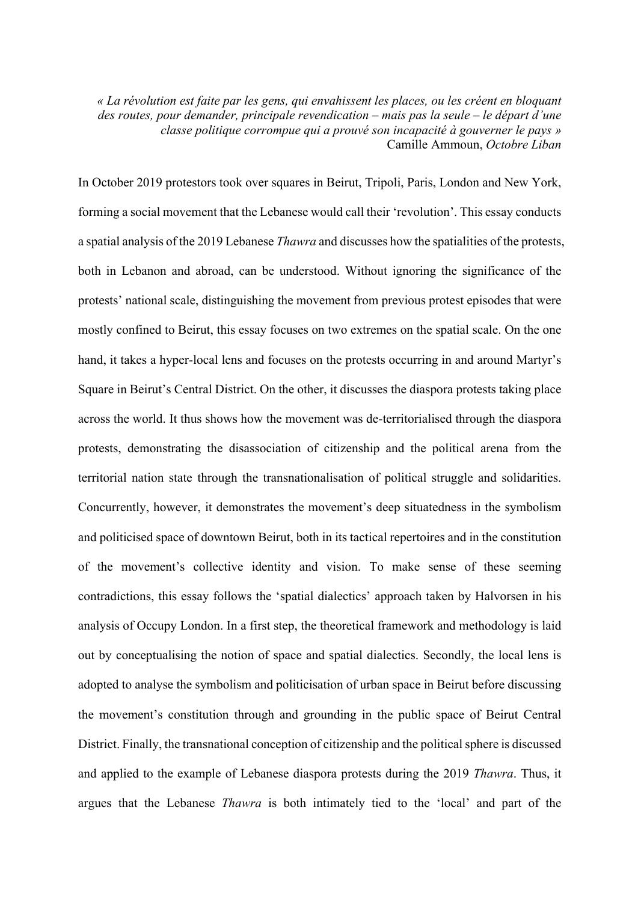*« La révolution est faite par les gens, qui envahissent les places, ou les créent en bloquant des routes, pour demander, principale revendication – mais pas la seule – le départ d'une classe politique corrompue qui a prouvé son incapacité à gouverner le pays »*
Camille Ammoun, *Octobre Liban*

In October 2019 protestors took over squares in Beirut, Tripoli, Paris, London and New York, forming a social movement that the Lebanese would call their 'revolution'. This essay conducts a spatial analysis of the 2019 Lebanese *Thawra* and discusses how the spatialities of the protests, both in Lebanon and abroad, can be understood. Without ignoring the significance of the protests' national scale, distinguishing the movement from previous protest episodes that were mostly confined to Beirut, this essay focuses on two extremes on the spatial scale. On the one hand, it takes a hyper-local lens and focuses on the protests occurring in and around Martyr's Square in Beirut's Central District. On the other, it discusses the diaspora protests taking place across the world. It thus shows how the movement was de-territorialised through the diaspora protests, demonstrating the disassociation of citizenship and the political arena from the territorial nation state through the transnationalisation of political struggle and solidarities. Concurrently, however, it demonstrates the movement's deep situatedness in the symbolism and politicised space of downtown Beirut, both in its tactical repertoires and in the constitution of the movement's collective identity and vision. To make sense of these seeming contradictions, this essay follows the 'spatial dialectics' approach taken by Halvorsen in his analysis of Occupy London. In a first step, the theoretical framework and methodology is laid out by conceptualising the notion of space and spatial dialectics. Secondly, the local lens is adopted to analyse the symbolism and politicisation of urban space in Beirut before discussing the movement's constitution through and grounding in the public space of Beirut Central District. Finally, the transnational conception of citizenship and the political sphere is discussed and applied to the example of Lebanese diaspora protests during the 2019 *Thawra*. Thus, it argues that the Lebanese *Thawra* is both intimately tied to the 'local' and part of the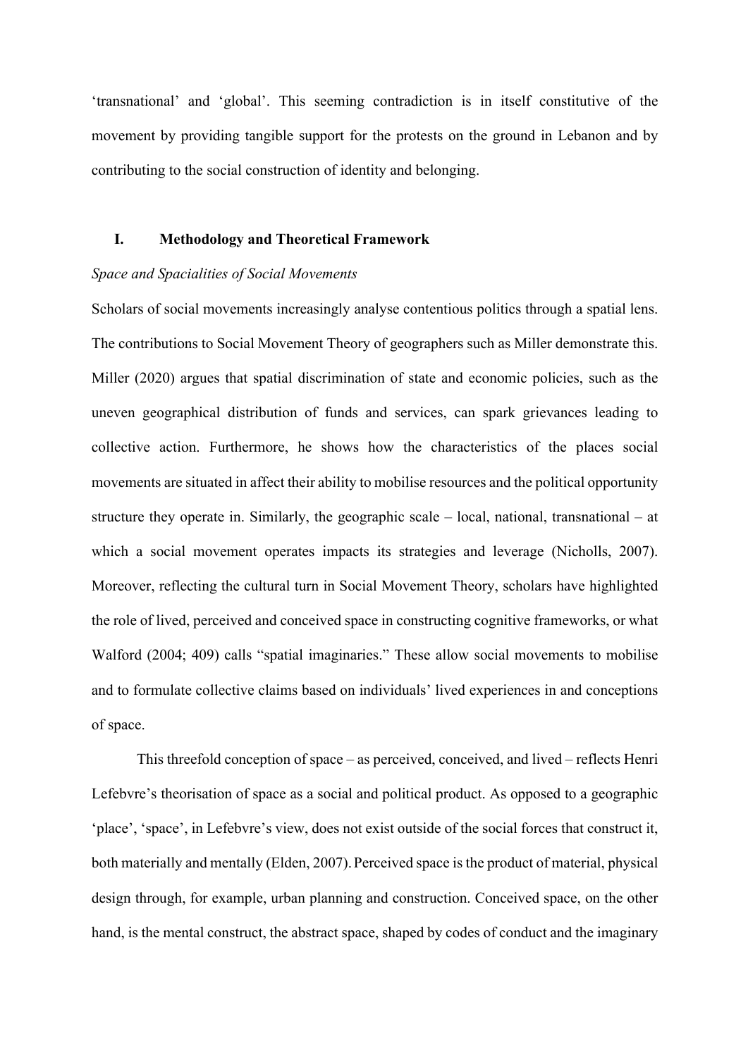'transnational' and 'global'. This seeming contradiction is in itself constitutive of the movement by providing tangible support for the protests on the ground in Lebanon and by contributing to the social construction of identity and belonging.

## I. Methodology and Theoretical Framework

*Space and Spacialities of Social Movements*

Scholars of social movements increasingly analyse contentious politics through a spatial lens. The contributions to Social Movement Theory of geographers such as Miller demonstrate this. Miller (2020) argues that spatial discrimination of state and economic policies, such as the uneven geographical distribution of funds and services, can spark grievances leading to collective action. Furthermore, he shows how the characteristics of the places social movements are situated in affect their ability to mobilise resources and the political opportunity structure they operate in. Similarly, the geographic scale – local, national, transnational – at which a social movement operates impacts its strategies and leverage (Nicholls, 2007). Moreover, reflecting the cultural turn in Social Movement Theory, scholars have highlighted the role of lived, perceived and conceived space in constructing cognitive frameworks, or what Walford (2004; 409) calls "spatial imaginaries." These allow social movements to mobilise and to formulate collective claims based on individuals' lived experiences in and conceptions of space.

This threefold conception of space – as perceived, conceived, and lived – reflects Henri Lefebvre's theorisation of space as a social and political product. As opposed to a geographic 'place', 'space', in Lefebvre's view, does not exist outside of the social forces that construct it, both materially and mentally (Elden, 2007). Perceived space is the product of material, physical design through, for example, urban planning and construction. Conceived space, on the other hand, is the mental construct, the abstract space, shaped by codes of conduct and the imaginary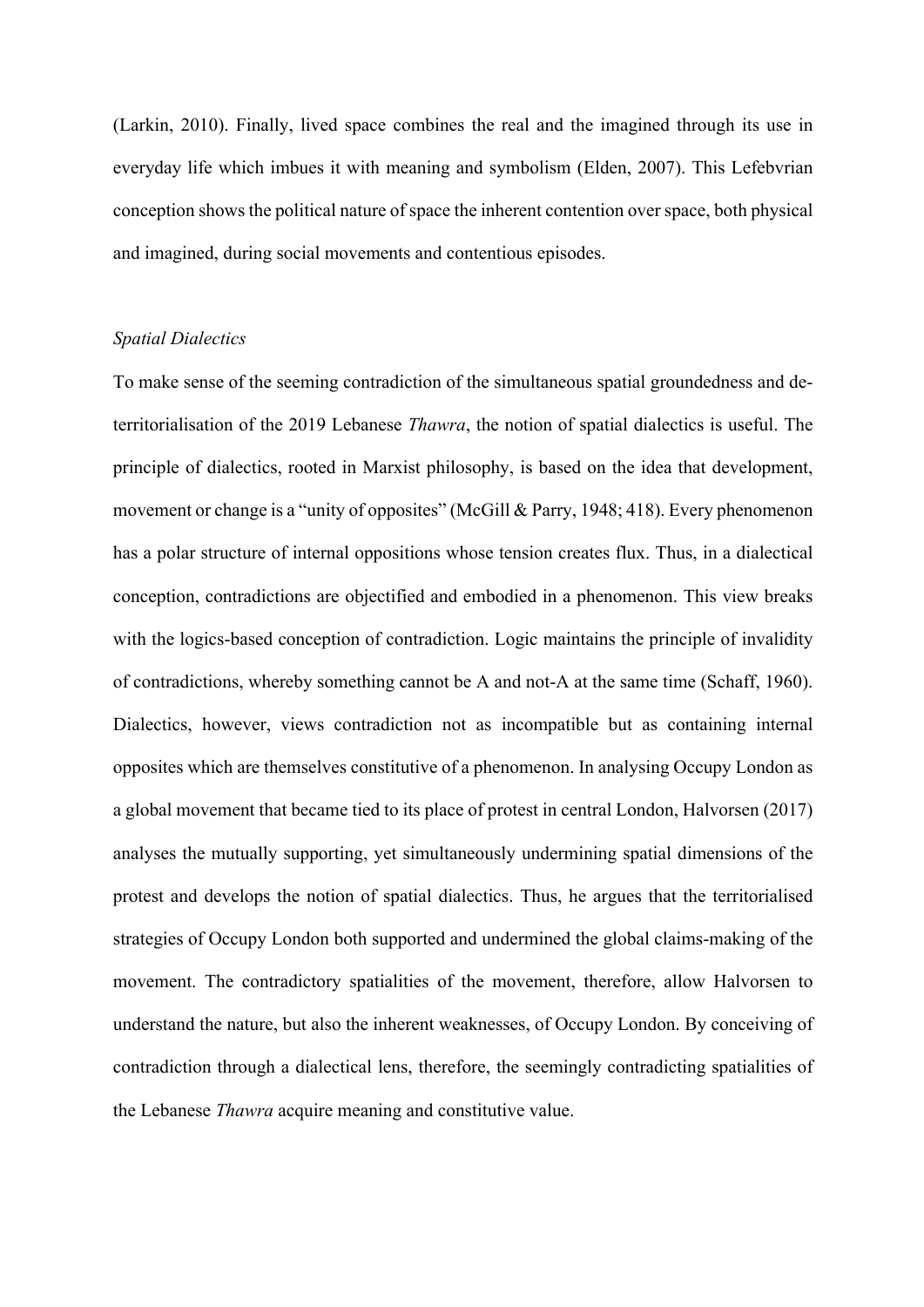(Larkin, 2010). Finally, lived space combines the real and the imagined through its use in everyday life which imbues it with meaning and symbolism (Elden, 2007). This Lefebvrian conception shows the political nature of space the inherent contention over space, both physical and imagined, during social movements and contentious episodes.

### *Spatial Dialectics*

To make sense of the seeming contradiction of the simultaneous spatial groundedness and de-territorialisation of the 2019 Lebanese *Thawra*, the notion of spatial dialectics is useful. The principle of dialectics, rooted in Marxist philosophy, is based on the idea that development, movement or change is a "unity of opposites" (McGill & Parry, 1948; 418). Every phenomenon has a polar structure of internal oppositions whose tension creates flux. Thus, in a dialectical conception, contradictions are objectified and embodied in a phenomenon. This view breaks with the logics-based conception of contradiction. Logic maintains the principle of invalidity of contradictions, whereby something cannot be A and not-A at the same time (Schaff, 1960). Dialectics, however, views contradiction not as incompatible but as containing internal opposites which are themselves constitutive of a phenomenon. In analysing Occupy London as a global movement that became tied to its place of protest in central London, Halvorsen (2017) analyses the mutually supporting, yet simultaneously undermining spatial dimensions of the protest and develops the notion of spatial dialectics. Thus, he argues that the territorialised strategies of Occupy London both supported and undermined the global claims-making of the movement. The contradictory spatialities of the movement, therefore, allow Halvorsen to understand the nature, but also the inherent weaknesses, of Occupy London. By conceiving of contradiction through a dialectical lens, therefore, the seemingly contradicting spatialities of the Lebanese *Thawra* acquire meaning and constitutive value.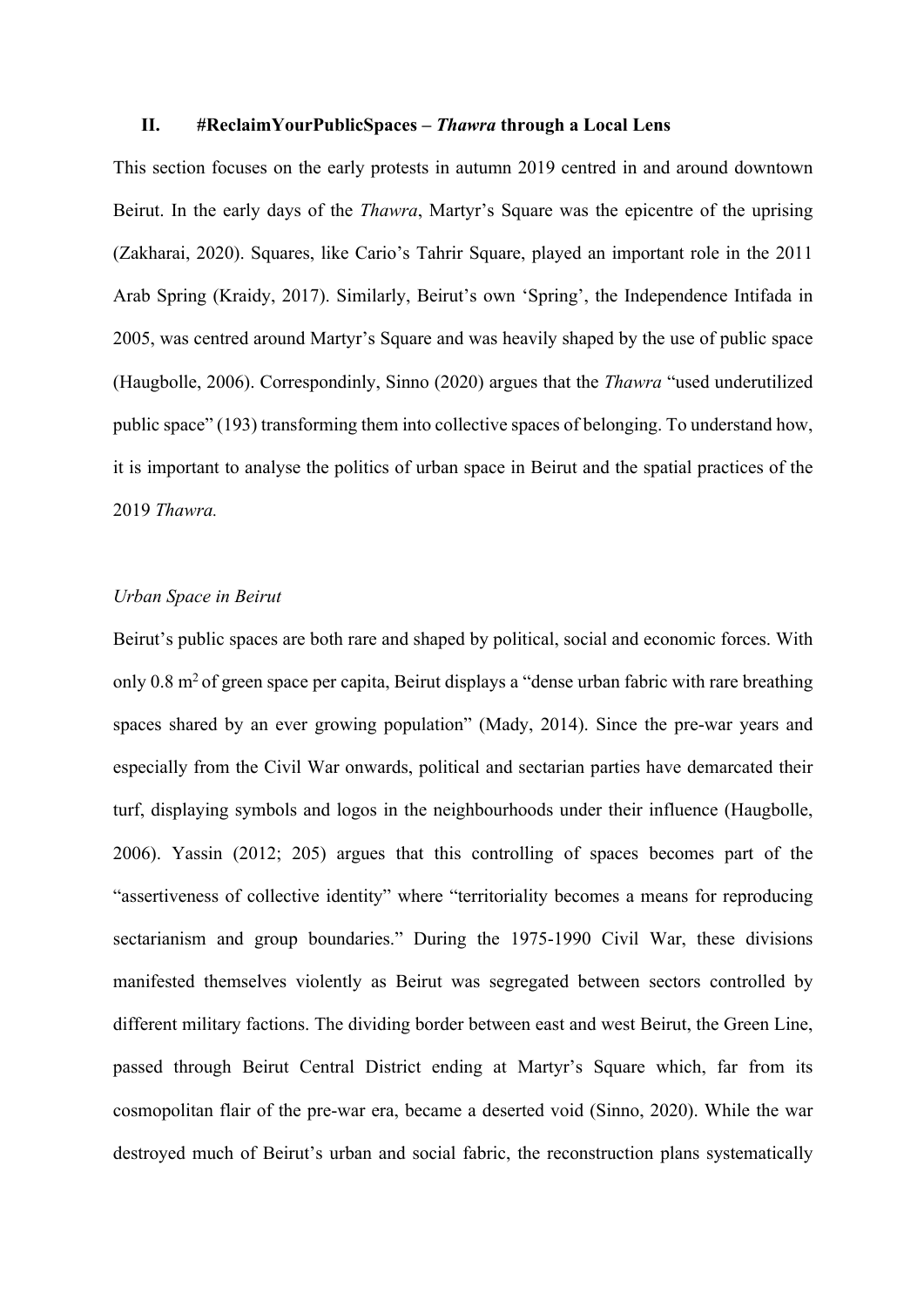## II. #ReclaimYourPublicSpaces – *Thawra* through a Local Lens

This section focuses on the early protests in autumn 2019 centred in and around downtown Beirut. In the early days of the *Thawra*, Martyr's Square was the epicentre of the uprising (Zakharai, 2020). Squares, like Cario's Tahrir Square, played an important role in the 2011 Arab Spring (Kraidy, 2017). Similarly, Beirut's own 'Spring', the Independence Intifada in 2005, was centred around Martyr's Square and was heavily shaped by the use of public space (Haugbolle, 2006). Correspondinly, Sinno (2020) argues that the *Thawra* "used underutilized public space" (193) transforming them into collective spaces of belonging. To understand how, it is important to analyse the politics of urban space in Beirut and the spatial practices of the 2019 *Thawra.*

### *Urban Space in Beirut*

Beirut's public spaces are both rare and shaped by political, social and economic forces. With only 0.8 $m^2$ of green space per capita, Beirut displays a "dense urban fabric with rare breathing spaces shared by an ever growing population" (Mady, 2014). Since the pre-war years and especially from the Civil War onwards, political and sectarian parties have demarcated their turf, displaying symbols and logos in the neighbourhoods under their influence (Haugbolle, 2006). Yassin (2012; 205) argues that this controlling of spaces becomes part of the "assertiveness of collective identity" where "territoriality becomes a means for reproducing sectarianism and group boundaries." During the 1975-1990 Civil War, these divisions manifested themselves violently as Beirut was segregated between sectors controlled by different military factions. The dividing border between east and west Beirut, the Green Line, passed through Beirut Central District ending at Martyr's Square which, far from its cosmopolitan flair of the pre-war era, became a deserted void (Sinno, 2020). While the war destroyed much of Beirut's urban and social fabric, the reconstruction plans systematically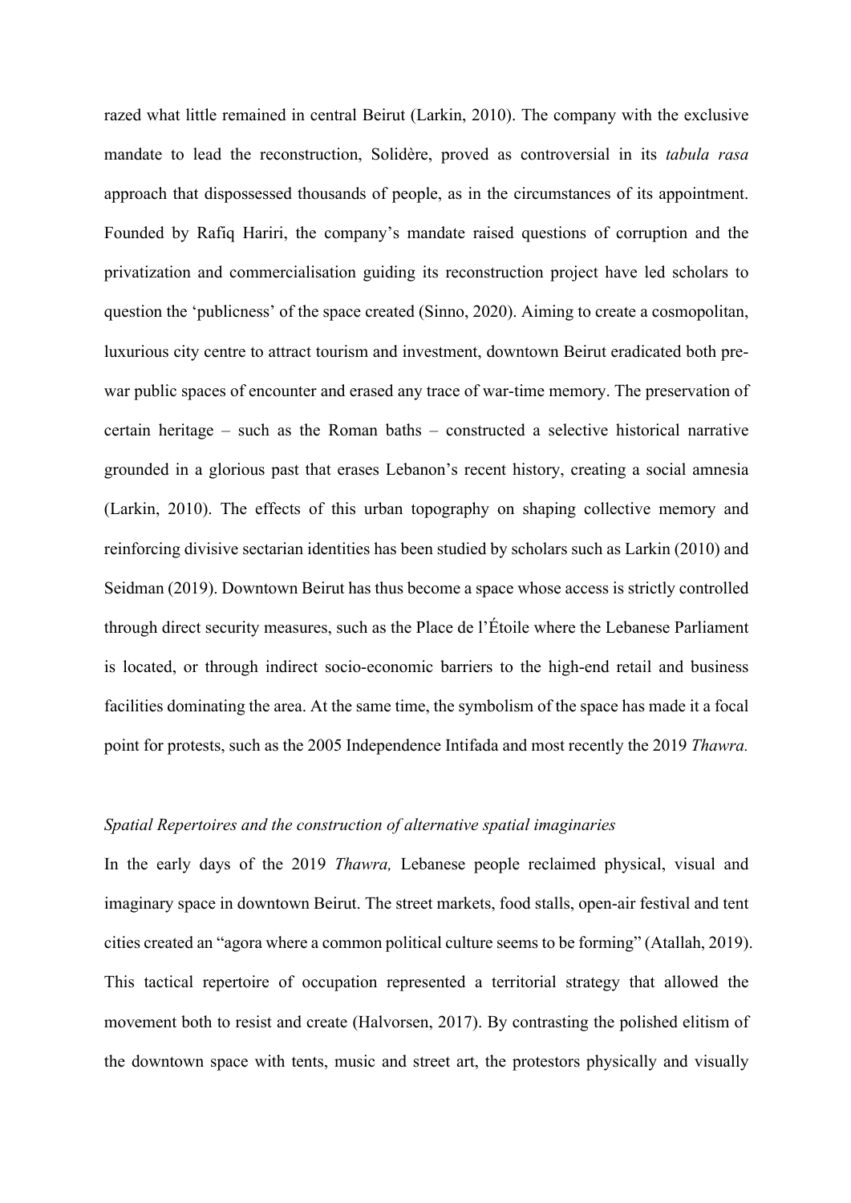razed what little remained in central Beirut (Larkin, 2010). The company with the exclusive mandate to lead the reconstruction, Solidère, proved as controversial in its *tabula rasa* approach that dispossessed thousands of people, as in the circumstances of its appointment. Founded by Rafiq Hariri, the company's mandate raised questions of corruption and the privatization and commercialisation guiding its reconstruction project have led scholars to question the 'publicness' of the space created (Sinno, 2020). Aiming to create a cosmopolitan, luxurious city centre to attract tourism and investment, downtown Beirut eradicated both pre-war public spaces of encounter and erased any trace of war-time memory. The preservation of certain heritage – such as the Roman baths – constructed a selective historical narrative grounded in a glorious past that erases Lebanon's recent history, creating a social amnesia (Larkin, 2010). The effects of this urban topography on shaping collective memory and reinforcing divisive sectarian identities has been studied by scholars such as Larkin (2010) and Seidman (2019). Downtown Beirut has thus become a space whose access is strictly controlled through direct security measures, such as the Place de l'Étoile where the Lebanese Parliament is located, or through indirect socio-economic barriers to the high-end retail and business facilities dominating the area. At the same time, the symbolism of the space has made it a focal point for protests, such as the 2005 Independence Intifada and most recently the 2019 *Thawra.*

*Spatial Repertoires and the construction of alternative spatial imaginaries*

In the early days of the 2019 *Thawra,* Lebanese people reclaimed physical, visual and imaginary space in downtown Beirut. The street markets, food stalls, open-air festival and tent cities created an "agora where a common political culture seems to be forming" (Atallah, 2019). This tactical repertoire of occupation represented a territorial strategy that allowed the movement both to resist and create (Halvorsen, 2017). By contrasting the polished elitism of the downtown space with tents, music and street art, the protestors physically and visually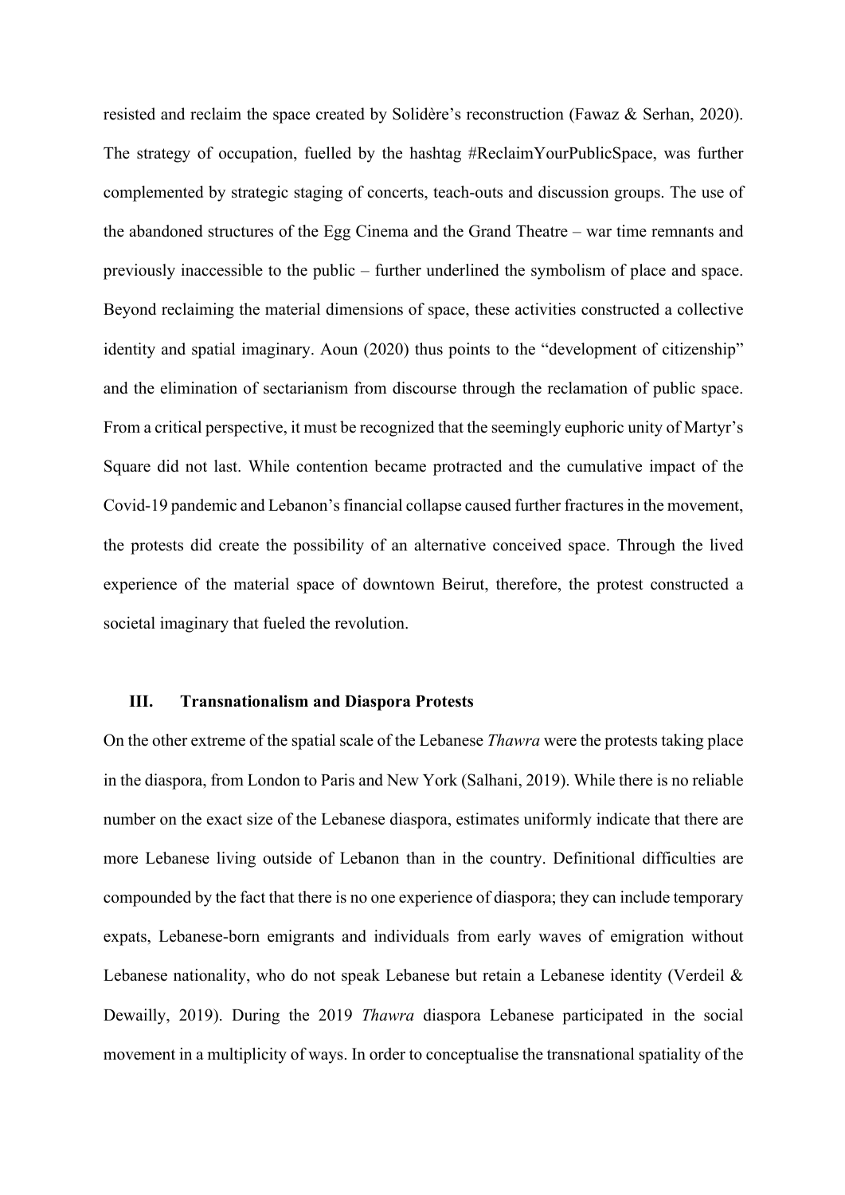resisted and reclaim the space created by Solidère's reconstruction (Fawaz & Serhan, 2020). The strategy of occupation, fuelled by the hashtag #ReclaimYourPublicSpace, was further complemented by strategic staging of concerts, teach-outs and discussion groups. The use of the abandoned structures of the Egg Cinema and the Grand Theatre – war time remnants and previously inaccessible to the public – further underlined the symbolism of place and space. Beyond reclaiming the material dimensions of space, these activities constructed a collective identity and spatial imaginary. Aoun (2020) thus points to the "development of citizenship" and the elimination of sectarianism from discourse through the reclamation of public space. From a critical perspective, it must be recognized that the seemingly euphoric unity of Martyr's Square did not last. While contention became protracted and the cumulative impact of the Covid-19 pandemic and Lebanon's financial collapse caused further fractures in the movement, the protests did create the possibility of an alternative conceived space. Through the lived experience of the material space of downtown Beirut, therefore, the protest constructed a societal imaginary that fueled the revolution.

## III. Transnationalism and Diaspora Protests

On the other extreme of the spatial scale of the Lebanese *Thawra* were the protests taking place in the diaspora, from London to Paris and New York (Salhani, 2019). While there is no reliable number on the exact size of the Lebanese diaspora, estimates uniformly indicate that there are more Lebanese living outside of Lebanon than in the country. Definitional difficulties are compounded by the fact that there is no one experience of diaspora; they can include temporary expats, Lebanese-born emigrants and individuals from early waves of emigration without Lebanese nationality, who do not speak Lebanese but retain a Lebanese identity (Verdeil & Dewailly, 2019). During the 2019 *Thawra* diaspora Lebanese participated in the social movement in a multiplicity of ways. In order to conceptualise the transnational spatiality of the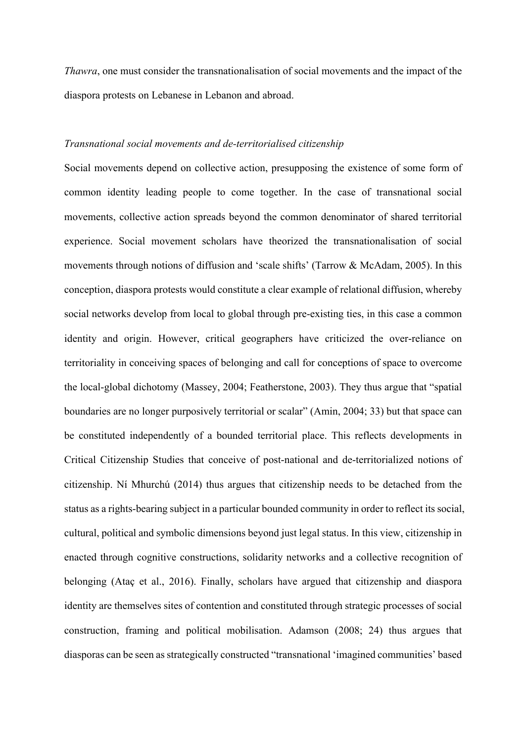*Thawra*, one must consider the transnationalisation of social movements and the impact of the diaspora protests on Lebanese in Lebanon and abroad.

### *Transnational social movements and de-territorialised citizenship*

Social movements depend on collective action, presupposing the existence of some form of common identity leading people to come together. In the case of transnational social movements, collective action spreads beyond the common denominator of shared territorial experience. Social movement scholars have theorized the transnationalisation of social movements through notions of diffusion and 'scale shifts' (Tarrow & McAdam, 2005). In this conception, diaspora protests would constitute a clear example of relational diffusion, whereby social networks develop from local to global through pre-existing ties, in this case a common identity and origin. However, critical geographers have criticized the over-reliance on territoriality in conceiving spaces of belonging and call for conceptions of space to overcome the local-global dichotomy (Massey, 2004; Featherstone, 2003). They thus argue that "spatial boundaries are no longer purposively territorial or scalar" (Amin, 2004; 33) but that space can be constituted independently of a bounded territorial place. This reflects developments in Critical Citizenship Studies that conceive of post-national and de-territorialized notions of citizenship. Ní Mhurchú (2014) thus argues that citizenship needs to be detached from the status as a rights-bearing subject in a particular bounded community in order to reflect its social, cultural, political and symbolic dimensions beyond just legal status. In this view, citizenship in enacted through cognitive constructions, solidarity networks and a collective recognition of belonging (Ataç et al., 2016). Finally, scholars have argued that citizenship and diaspora identity are themselves sites of contention and constituted through strategic processes of social construction, framing and political mobilisation. Adamson (2008; 24) thus argues that diasporas can be seen as strategically constructed "transnational 'imagined communities' based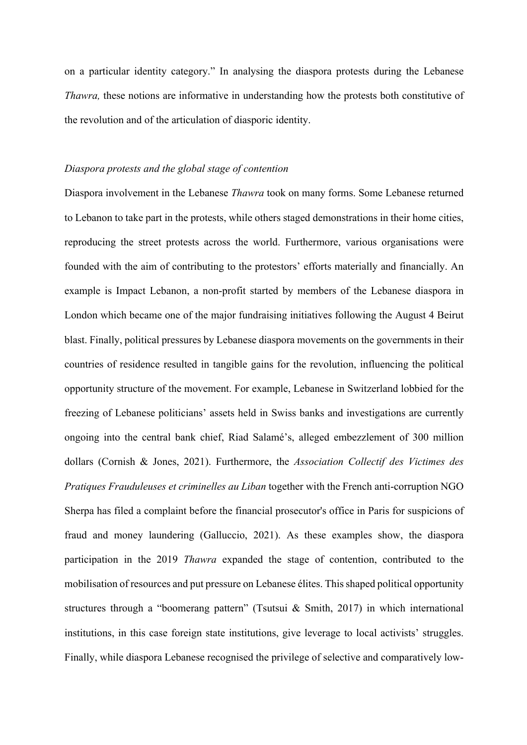on a particular identity category." In analysing the diaspora protests during the Lebanese *Thawra,* these notions are informative in understanding how the protests both constitutive of the revolution and of the articulation of diasporic identity.

*Diaspora protests and the global stage of contention*

Diaspora involvement in the Lebanese *Thawra* took on many forms. Some Lebanese returned to Lebanon to take part in the protests, while others staged demonstrations in their home cities, reproducing the street protests across the world. Furthermore, various organisations were founded with the aim of contributing to the protestors' efforts materially and financially. An example is Impact Lebanon, a non-profit started by members of the Lebanese diaspora in London which became one of the major fundraising initiatives following the August 4 Beirut blast. Finally, political pressures by Lebanese diaspora movements on the governments in their countries of residence resulted in tangible gains for the revolution, influencing the political opportunity structure of the movement. For example, Lebanese in Switzerland lobbied for the freezing of Lebanese politicians' assets held in Swiss banks and investigations are currently ongoing into the central bank chief, Riad Salamé's, alleged embezzlement of 300 million dollars (Cornish & Jones, 2021). Furthermore, the *Association Collectif des Victimes des Pratiques Frauduleuses et criminelles au Liban* together with the French anti-corruption NGO Sherpa has filed a complaint before the financial prosecutor's office in Paris for suspicions of fraud and money laundering (Galluccio, 2021). As these examples show, the diaspora participation in the 2019 *Thawra* expanded the stage of contention, contributed to the mobilisation of resources and put pressure on Lebanese élites. This shaped political opportunity structures through a "boomerang pattern" (Tsutsui & Smith, 2017) in which international institutions, in this case foreign state institutions, give leverage to local activists' struggles. Finally, while diaspora Lebanese recognised the privilege of selective and comparatively low-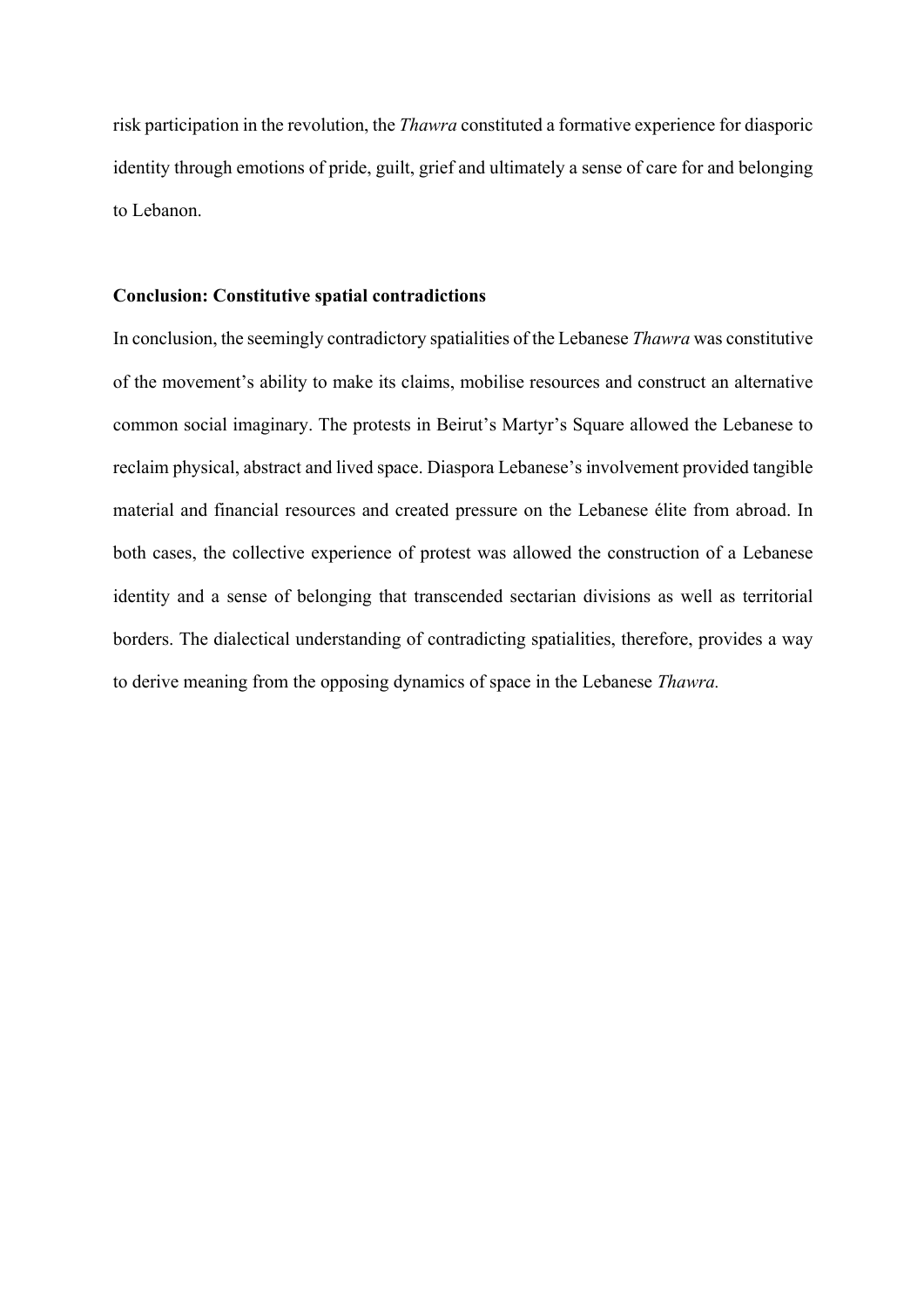risk participation in the revolution, the *Thawra* constituted a formative experience for diasporic identity through emotions of pride, guilt, grief and ultimately a sense of care for and belonging to Lebanon.

## Conclusion: Constitutive spatial contradictions

In conclusion, the seemingly contradictory spatialities of the Lebanese *Thawra* was constitutive of the movement's ability to make its claims, mobilise resources and construct an alternative common social imaginary. The protests in Beirut's Martyr's Square allowed the Lebanese to reclaim physical, abstract and lived space. Diaspora Lebanese's involvement provided tangible material and financial resources and created pressure on the Lebanese élite from abroad. In both cases, the collective experience of protest was allowed the construction of a Lebanese identity and a sense of belonging that transcended sectarian divisions as well as territorial borders. The dialectical understanding of contradicting spatialities, therefore, provides a way to derive meaning from the opposing dynamics of space in the Lebanese *Thawra.*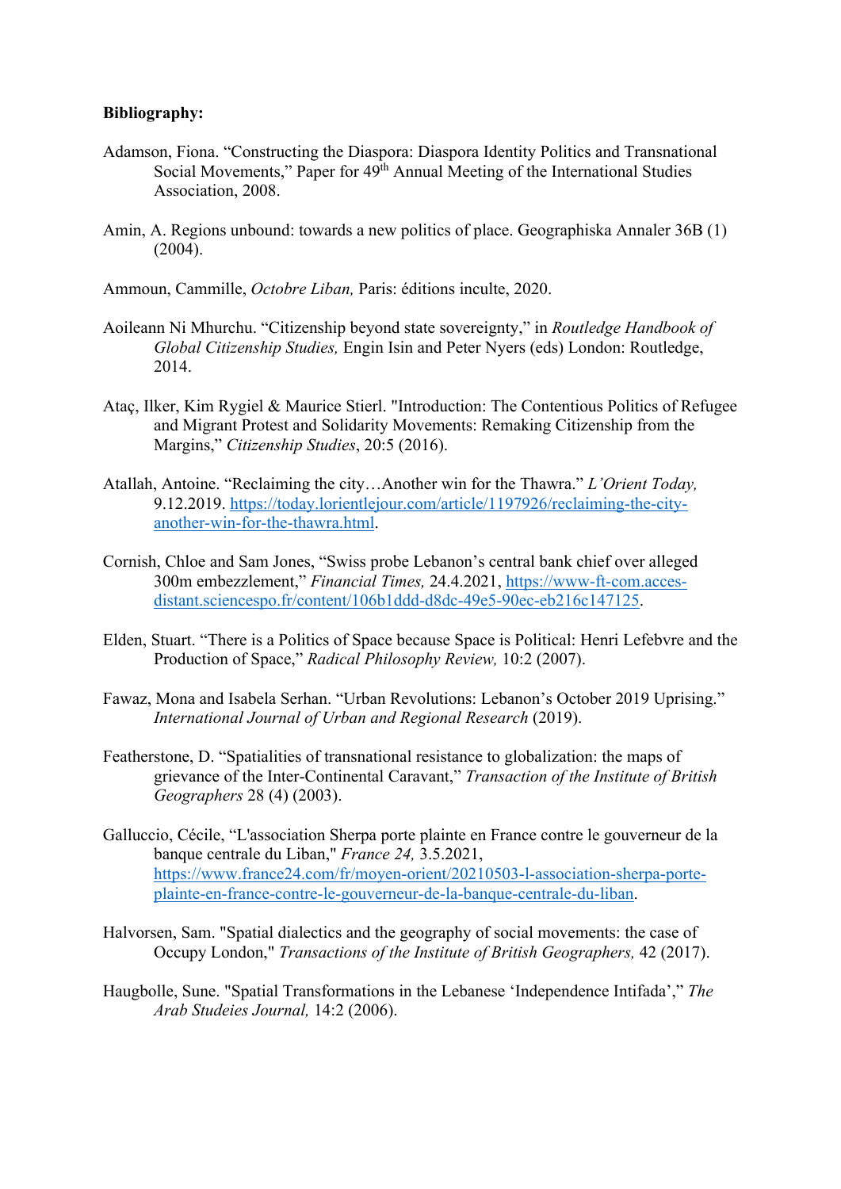**Bibliography:**

Adamson, Fiona. "Constructing the Diaspora: Diaspora Identity Politics and Transnational Social Movements," Paper for 49th Annual Meeting of the International Studies Association, 2008.

Amin, A. Regions unbound: towards a new politics of place. Geographiska Annaler 36B (1) (2004).

Ammoun, Cammille, *Octobre Liban,* Paris: éditions inculte, 2020.

Aoileann Ni Mhurchu. "Citizenship beyond state sovereignty," in *Routledge Handbook of Global Citizenship Studies,* Engin Isin and Peter Nyers (eds) London: Routledge, 2014.

Ataç, Ilker, Kim Rygiel & Maurice Stierl. "Introduction: The Contentious Politics of Refugee and Migrant Protest and Solidarity Movements: Remaking Citizenship from the Margins," *Citizenship Studies*, 20:5 (2016).

Atallah, Antoine. "Reclaiming the city…Another win for the Thawra." *L'Orient Today,* 9.12.2019. https://today.lorientlejour.com/article/1197926/reclaiming-the-city-another-win-for-the-thawra.html.

Cornish, Chloe and Sam Jones, "Swiss probe Lebanon's central bank chief over alleged 300m embezzlement," *Financial Times,* 24.4.2021, https://www-ft-com.acces-distant.sciencespo.fr/content/106b1ddd-d8dc-49e5-90ec-eb216c147125.

Elden, Stuart. "There is a Politics of Space because Space is Political: Henri Lefebvre and the Production of Space," *Radical Philosophy Review,* 10:2 (2007).

Fawaz, Mona and Isabela Serhan. "Urban Revolutions: Lebanon's October 2019 Uprising." *International Journal of Urban and Regional Research* (2019).

Featherstone, D. "Spatialities of transnational resistance to globalization: the maps of grievance of the Inter-Continental Caravant," *Transaction of the Institute of British Geographers* 28 (4) (2003).

Galluccio, Cécile, "L'association Sherpa porte plainte en France contre le gouverneur de la banque centrale du Liban," *France 24,* 3.5.2021, https://www.france24.com/fr/moyen-orient/20210503-l-association-sherpa-porte-plainte-en-france-contre-le-gouverneur-de-la-banque-centrale-du-liban.

Halvorsen, Sam. "Spatial dialectics and the geography of social movements: the case of Occupy London," *Transactions of the Institute of British Geographers,* 42 (2017).

Haugbolle, Sune. "Spatial Transformations in the Lebanese 'Independence Intifada'," *The Arab Studeies Journal,* 14:2 (2006).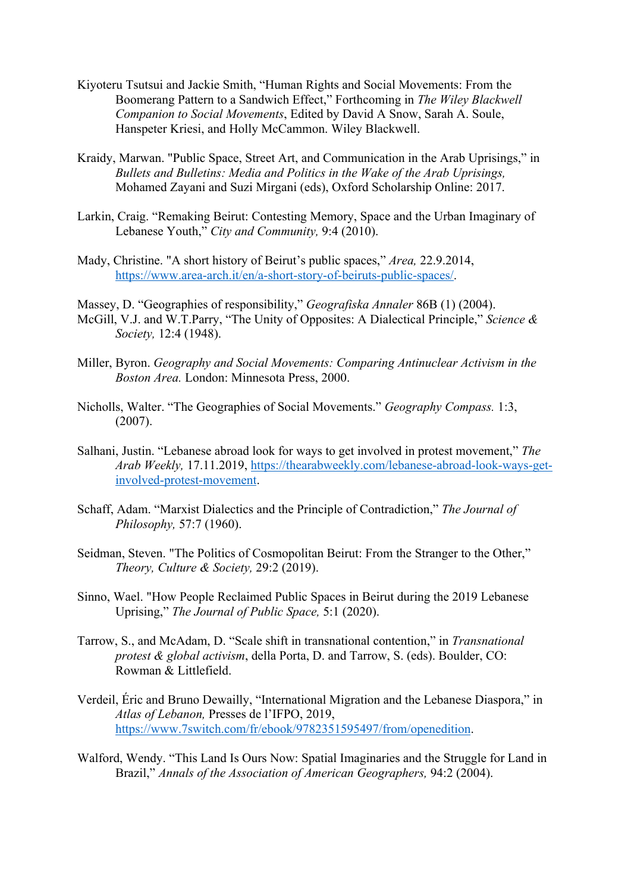Kiyoteru Tsutsui and Jackie Smith, "Human Rights and Social Movements: From the Boomerang Pattern to a Sandwich Effect," Forthcoming in *The Wiley Blackwell Companion to Social Movements*, Edited by David A Snow, Sarah A. Soule, Hanspeter Kriesi, and Holly McCammon. Wiley Blackwell.

Kraidy, Marwan. "Public Space, Street Art, and Communication in the Arab Uprisings," in *Bullets and Bulletins: Media and Politics in the Wake of the Arab Uprisings,* Mohamed Zayani and Suzi Mirgani (eds), Oxford Scholarship Online: 2017.

Larkin, Craig. "Remaking Beirut: Contesting Memory, Space and the Urban Imaginary of Lebanese Youth," *City and Community,* 9:4 (2010).

Mady, Christine. "A short history of Beirut's public spaces," *Area,* 22.9.2014, https://www.area-arch.it/en/a-short-story-of-beiruts-public-spaces/.

Massey, D. "Geographies of responsibility," *Geografiska Annaler* 86B (1) (2004).

McGill, V.J. and W.T.Parry, "The Unity of Opposites: A Dialectical Principle," *Science & Society,* 12:4 (1948).

Miller, Byron. *Geography and Social Movements: Comparing Antinuclear Activism in the Boston Area.* London: Minnesota Press, 2000.

Nicholls, Walter. "The Geographies of Social Movements." *Geography Compass.* 1:3, (2007).

Salhani, Justin. "Lebanese abroad look for ways to get involved in protest movement," *The Arab Weekly,* 17.11.2019, https://thearabweekly.com/lebanese-abroad-look-ways-get-involved-protest-movement.

Schaff, Adam. "Marxist Dialectics and the Principle of Contradiction," *The Journal of Philosophy,* 57:7 (1960).

Seidman, Steven. "The Politics of Cosmopolitan Beirut: From the Stranger to the Other," *Theory, Culture & Society,* 29:2 (2019).

Sinno, Wael. "How People Reclaimed Public Spaces in Beirut during the 2019 Lebanese Uprising," *The Journal of Public Space,* 5:1 (2020).

Tarrow, S., and McAdam, D. "Scale shift in transnational contention," in *Transnational protest & global activism*, della Porta, D. and Tarrow, S. (eds). Boulder, CO: Rowman & Littlefield.

Verdeil, Éric and Bruno Dewailly, "International Migration and the Lebanese Diaspora," in *Atlas of Lebanon,* Presses de l'IFPO, 2019, https://www.7switch.com/fr/ebook/9782351595497/from/openedition.

Walford, Wendy. "This Land Is Ours Now: Spatial Imaginaries and the Struggle for Land in Brazil," *Annals of the Association of American Geographers,* 94:2 (2004).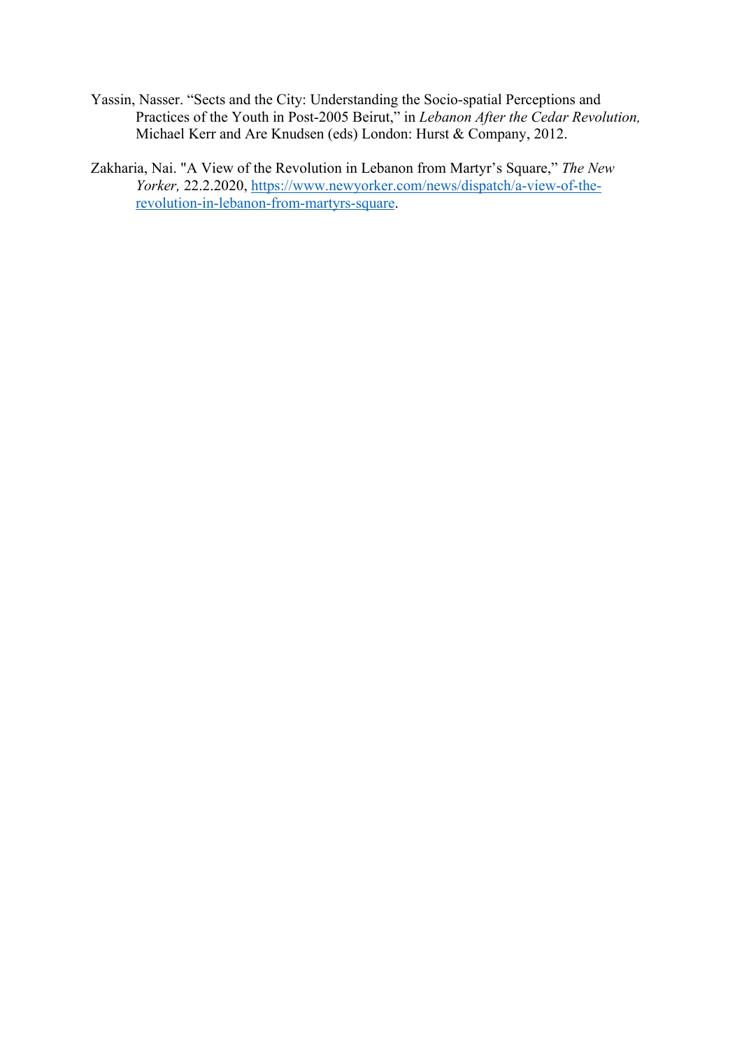Yassin, Nasser. “Sects and the City: Understanding the Socio-spatial Perceptions and Practices of the Youth in Post-2005 Beirut,” in *Lebanon After the Cedar Revolution,* Michael Kerr and Are Knudsen (eds) London: Hurst & Company, 2012.

Zakharia, Nai. "A View of the Revolution in Lebanon from Martyr’s Square,” *The New Yorker,* 22.2.2020, [https://www.newyorker.com/news/dispatch/a-view-of-the-revolution-in-lebanon-from-martyrs-square](https://www.newyorker.com/news/dispatch/a-view-of-the-revolution-in-lebanon-from-martyrs-square).